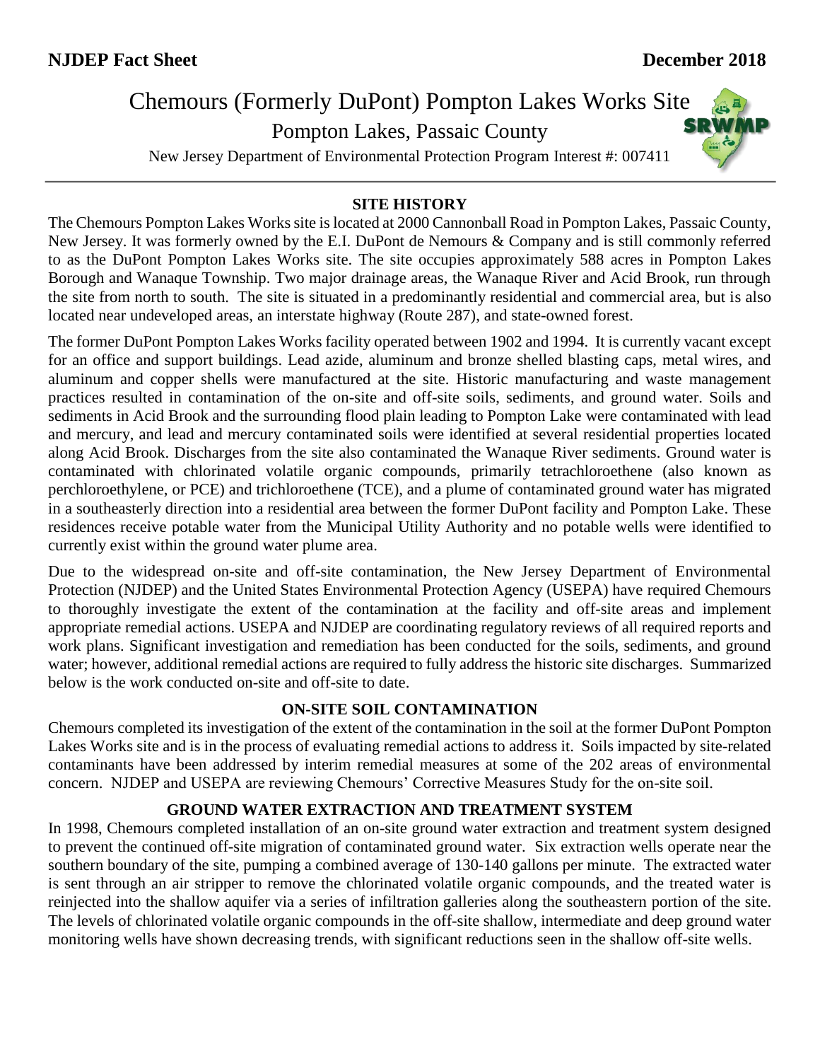**NJDEP Fact Sheet** **December 2018**

# Chemours (Formerly DuPont) Pompton Lakes Works Site

## Pompton Lakes, Passaic County

New Jersey Department of Environmental Protection Program Interest #: 007411

### SITE HISTORY

The Chemours Pompton Lakes Works site is located at 2000 Cannonball Road in Pompton Lakes, Passaic County, New Jersey. It was formerly owned by the E.I. DuPont de Nemours & Company and is still commonly referred to as the DuPont Pompton Lakes Works site. The site occupies approximately 588 acres in Pompton Lakes Borough and Wanaque Township. Two major drainage areas, the Wanaque River and Acid Brook, run through the site from north to south. The site is situated in a predominantly residential and commercial area, but is also located near undeveloped areas, an interstate highway (Route 287), and state-owned forest.

The former DuPont Pompton Lakes Works facility operated between 1902 and 1994. It is currently vacant except for an office and support buildings. Lead azide, aluminum and bronze shelled blasting caps, metal wires, and aluminum and copper shells were manufactured at the site. Historic manufacturing and waste management practices resulted in contamination of the on-site and off-site soils, sediments, and ground water. Soils and sediments in Acid Brook and the surrounding flood plain leading to Pompton Lake were contaminated with lead and mercury, and lead and mercury contaminated soils were identified at several residential properties located along Acid Brook. Discharges from the site also contaminated the Wanaque River sediments. Ground water is contaminated with chlorinated volatile organic compounds, primarily tetrachloroethene (also known as perchloroethylene, or PCE) and trichloroethene (TCE), and a plume of contaminated ground water has migrated in a southeasterly direction into a residential area between the former DuPont facility and Pompton Lake. These residences receive potable water from the Municipal Utility Authority and no potable wells were identified to currently exist within the ground water plume area.

Due to the widespread on-site and off-site contamination, the New Jersey Department of Environmental Protection (NJDEP) and the United States Environmental Protection Agency (USEPA) have required Chemours to thoroughly investigate the extent of the contamination at the facility and off-site areas and implement appropriate remedial actions. USEPA and NJDEP are coordinating regulatory reviews of all required reports and work plans. Significant investigation and remediation has been conducted for the soils, sediments, and ground water; however, additional remedial actions are required to fully address the historic site discharges. Summarized below is the work conducted on-site and off-site to date.

### ON-SITE SOIL CONTAMINATION

Chemours completed its investigation of the extent of the contamination in the soil at the former DuPont Pompton Lakes Works site and is in the process of evaluating remedial actions to address it. Soils impacted by site-related contaminants have been addressed by interim remedial measures at some of the 202 areas of environmental concern. NJDEP and USEPA are reviewing Chemours' Corrective Measures Study for the on-site soil.

### GROUND WATER EXTRACTION AND TREATMENT SYSTEM

In 1998, Chemours completed installation of an on-site ground water extraction and treatment system designed to prevent the continued off-site migration of contaminated ground water. Six extraction wells operate near the southern boundary of the site, pumping a combined average of 130-140 gallons per minute. The extracted water is sent through an air stripper to remove the chlorinated volatile organic compounds, and the treated water is reinjected into the shallow aquifer via a series of infiltration galleries along the southeastern portion of the site. The levels of chlorinated volatile organic compounds in the off-site shallow, intermediate and deep ground water monitoring wells have shown decreasing trends, with significant reductions seen in the shallow off-site wells.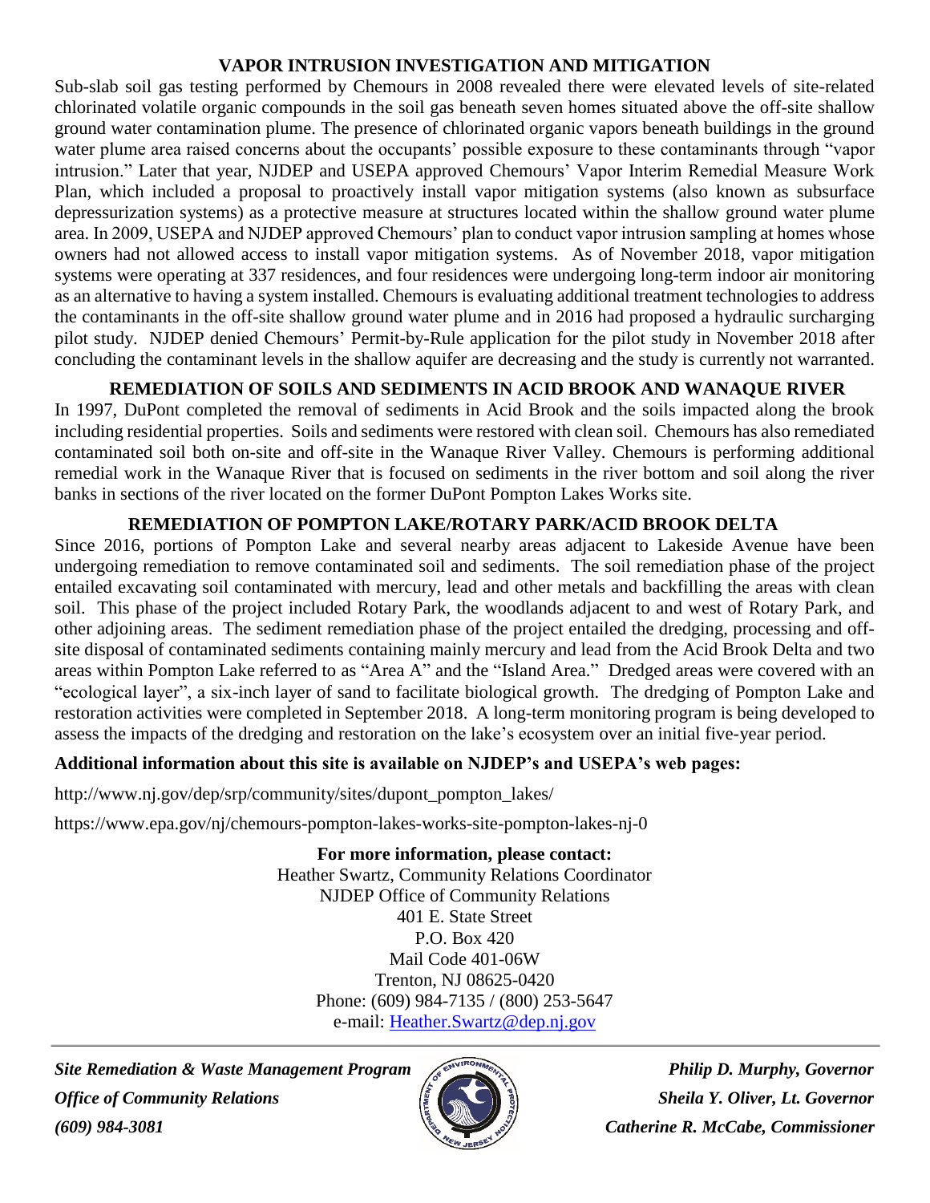## VAPOR INTRUSION INVESTIGATION AND MITIGATION

Sub-slab soil gas testing performed by Chemours in 2008 revealed there were elevated levels of site-related chlorinated volatile organic compounds in the soil gas beneath seven homes situated above the off-site shallow ground water contamination plume. The presence of chlorinated organic vapors beneath buildings in the ground water plume area raised concerns about the occupants' possible exposure to these contaminants through "vapor intrusion." Later that year, NJDEP and USEPA approved Chemours' Vapor Interim Remedial Measure Work Plan, which included a proposal to proactively install vapor mitigation systems (also known as subsurface depressurization systems) as a protective measure at structures located within the shallow ground water plume area. In 2009, USEPA and NJDEP approved Chemours' plan to conduct vapor intrusion sampling at homes whose owners had not allowed access to install vapor mitigation systems. As of November 2018, vapor mitigation systems were operating at 337 residences, and four residences were undergoing long-term indoor air monitoring as an alternative to having a system installed. Chemours is evaluating additional treatment technologies to address the contaminants in the off-site shallow ground water plume and in 2016 had proposed a hydraulic surcharging pilot study. NJDEP denied Chemours' Permit-by-Rule application for the pilot study in November 2018 after concluding the contaminant levels in the shallow aquifer are decreasing and the study is currently not warranted.

## REMEDIATION OF SOILS AND SEDIMENTS IN ACID BROOK AND WANAQUE RIVER

In 1997, DuPont completed the removal of sediments in Acid Brook and the soils impacted along the brook including residential properties. Soils and sediments were restored with clean soil. Chemours has also remediated contaminated soil both on-site and off-site in the Wanaque River Valley. Chemours is performing additional remedial work in the Wanaque River that is focused on sediments in the river bottom and soil along the river banks in sections of the river located on the former DuPont Pompton Lakes Works site.

## REMEDIATION OF POMPTON LAKE/ROTARY PARK/ACID BROOK DELTA

Since 2016, portions of Pompton Lake and several nearby areas adjacent to Lakeside Avenue have been undergoing remediation to remove contaminated soil and sediments. The soil remediation phase of the project entailed excavating soil contaminated with mercury, lead and other metals and backfilling the areas with clean soil. This phase of the project included Rotary Park, the woodlands adjacent to and west of Rotary Park, and other adjoining areas. The sediment remediation phase of the project entailed the dredging, processing and off-site disposal of contaminated sediments containing mainly mercury and lead from the Acid Brook Delta and two areas within Pompton Lake referred to as "Area A" and the "Island Area." Dredged areas were covered with an "ecological layer", a six-inch layer of sand to facilitate biological growth. The dredging of Pompton Lake and restoration activities were completed in September 2018. A long-term monitoring program is being developed to assess the impacts of the dredging and restoration on the lake's ecosystem over an initial five-year period.

**Additional information about this site is available on NJDEP's and USEPA's web pages:**

http://www.nj.gov/dep/srp/community/sites/dupont_pompton_lakes/

https://www.epa.gov/nj/chemours-pompton-lakes-works-site-pompton-lakes-nj-0

**For more information, please contact:**
Heather Swartz, Community Relations Coordinator
NJDEP Office of Community Relations
401 E. State Street
P.O. Box 420
Mail Code 401-06W
Trenton, NJ 08625-0420
Phone: (609) 984-7135 / (800) 253-5647
e-mail: Heather.Swartz@dep.nj.gov

***Site Remediation & Waste Management Program***
***Office of Community Relations***
***(609) 984-3081***

***Philip D. Murphy, Governor***
***Sheila Y. Oliver, Lt. Governor***
***Catherine R. McCabe, Commissioner***